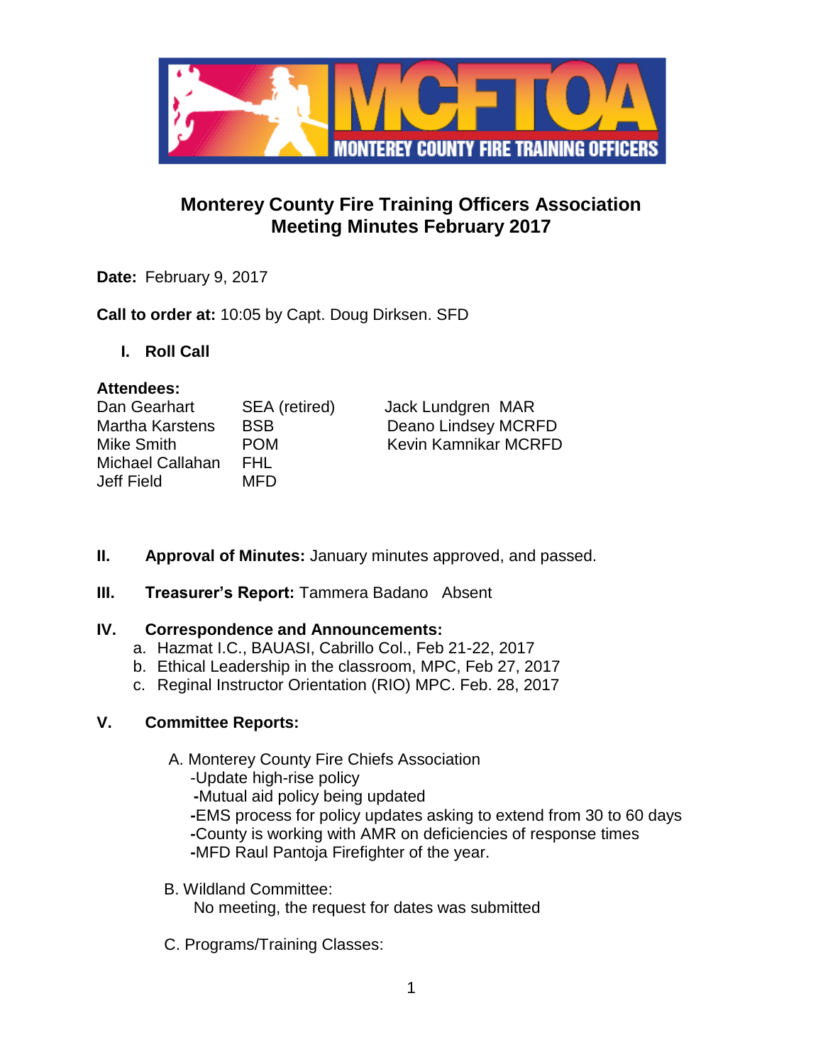# Monterey County Fire Training Officers Association
## Meeting Minutes February 2017

**Date:** February 9, 2017

**Call to order at:** 10:05 by Capt. Doug Dirksen. SFD

**I. Roll Call**

**Attendees:**

| | | |
|---|---|---|
| Dan Gearhart | SEA (retired) | Jack Lundgren MAR |
| Martha Karstens | BSB | Deano Lindsey MCRFD |
| Mike Smith | POM | Kevin Kamnikar MCRFD |
| Michael Callahan | FHL | |
| Jeff Field | MFD | |

**II. Approval of Minutes:** January minutes approved, and passed.

**III. Treasurer's Report:** Tammera Badano Absent

**IV. Correspondence and Announcements:**

a. Hazmat I.C., BAUASI, Cabrillo Col., Feb 21-22, 2017
b. Ethical Leadership in the classroom, MPC, Feb 27, 2017
c. Reginal Instructor Orientation (RIO) MPC. Feb. 28, 2017

**V. Committee Reports:**

A. Monterey County Fire Chiefs Association
- -Update high-rise policy
- -Mutual aid policy being updated
- -EMS process for policy updates asking to extend from 30 to 60 days
- -County is working with AMR on deficiencies of response times
- -MFD Raul Pantoja Firefighter of the year.

B. Wildland Committee:
No meeting, the request for dates was submitted

C. Programs/Training Classes: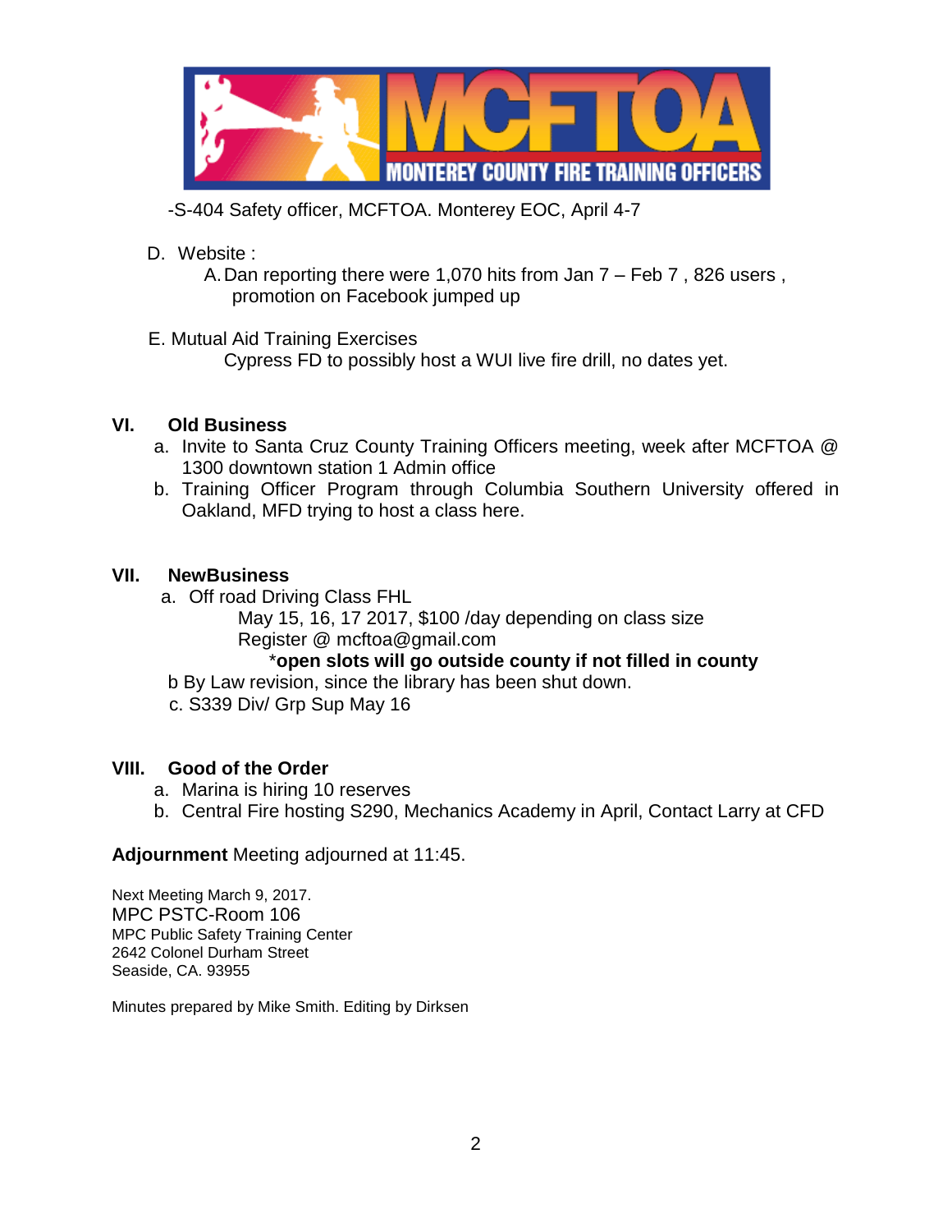-S-404 Safety officer, MCFTOA. Monterey EOC, April 4-7

D. Website :

A. Dan reporting there were 1,070 hits from Jan 7 – Feb 7 , 826 users , promotion on Facebook jumped up

E. Mutual Aid Training Exercises

Cypress FD to possibly host a WUI live fire drill, no dates yet.

## VI. Old Business

a. Invite to Santa Cruz County Training Officers meeting, week after MCFTOA @ 1300 downtown station 1 Admin office
b. Training Officer Program through Columbia Southern University offered in Oakland, MFD trying to host a class here.

## VII. NewBusiness

a. Off road Driving Class FHL

May 15, 16, 17 2017, $100 /day depending on class size

Register @ mcftoa@gmail.com

*__open slots will go outside county if not filled in county__

b By Law revision, since the library has been shut down.

c. S339 Div/ Grp Sup May 16

## VIII. Good of the Order

a. Marina is hiring 10 reserves
b. Central Fire hosting S290, Mechanics Academy in April, Contact Larry at CFD

**Adjournment** Meeting adjourned at 11:45.

Next Meeting March 9, 2017.
MPC PSTC-Room 106
MPC Public Safety Training Center
2642 Colonel Durham Street
Seaside, CA. 93955

Minutes prepared by Mike Smith. Editing by Dirksen